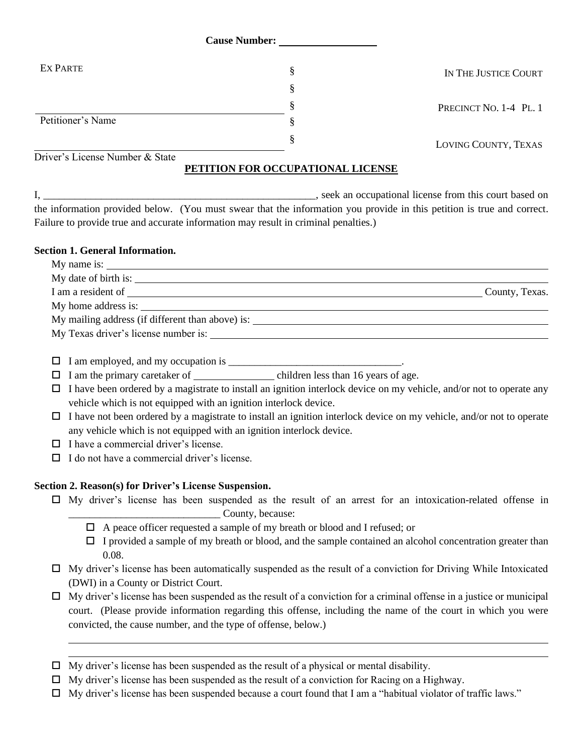**Cause Number: ____________________**

| EX PARTE | § | IN THE JUSTICE COURT |
|---|---|---|
| | § | |
| _____________________________________ | § | PRECINCT NO. 1-4 PL. 1 |
| Petitioner's Name | § | |
| _____________________________________ | § | LOVING COUNTY, TEXAS |
| Driver's License Number & State | | |

## PETITION FOR OCCUPATIONAL LICENSE

I, ______________________________________________________, seek an occupational license from this court based on the information provided below. (You must swear that the information you provide in this petition is true and correct. Failure to provide true and accurate information may result in criminal penalties.)

**Section 1. General Information.**

My name is: ______________________________________________________

My date of birth is: ______________________________________________________

I am a resident of ______________________________________________________ County, Texas.

My home address is: ______________________________________________________

My mailing address (if different than above) is: ______________________________________________________

My Texas driver's license number is: ______________________________________________________

- ☐ I am employed, and my occupation is _________________________________.
- ☐ I am the primary caretaker of _______________ children less than 16 years of age.
- ☐ I have been ordered by a magistrate to install an ignition interlock device on my vehicle, and/or not to operate any vehicle which is not equipped with an ignition interlock device.
- ☐ I have not been ordered by a magistrate to install an ignition interlock device on my vehicle, and/or not to operate any vehicle which is not equipped with an ignition interlock device.
- ☐ I have a commercial driver's license.
- ☐ I do not have a commercial driver's license.

**Section 2. Reason(s) for Driver's License Suspension.**

- ☐ My driver's license has been suspended as the result of an arrest for an intoxication-related offense in _____________________________ County, because:
  - ☐ A peace officer requested a sample of my breath or blood and I refused; or
  - ☐ I provided a sample of my breath or blood, and the sample contained an alcohol concentration greater than 0.08.
- ☐ My driver's license has been automatically suspended as the result of a conviction for Driving While Intoxicated (DWI) in a County or District Court.
- ☐ My driver's license has been suspended as the result of a conviction for a criminal offense in a justice or municipal court. (Please provide information regarding this offense, including the name of the court in which you were convicted, the cause number, and the type of offense, below.)

  ______________________________________________________________________________

  ______________________________________________________________________________
- ☐ My driver's license has been suspended as the result of a physical or mental disability.
- ☐ My driver's license has been suspended as the result of a conviction for Racing on a Highway.
- ☐ My driver's license has been suspended because a court found that I am a "habitual violator of traffic laws."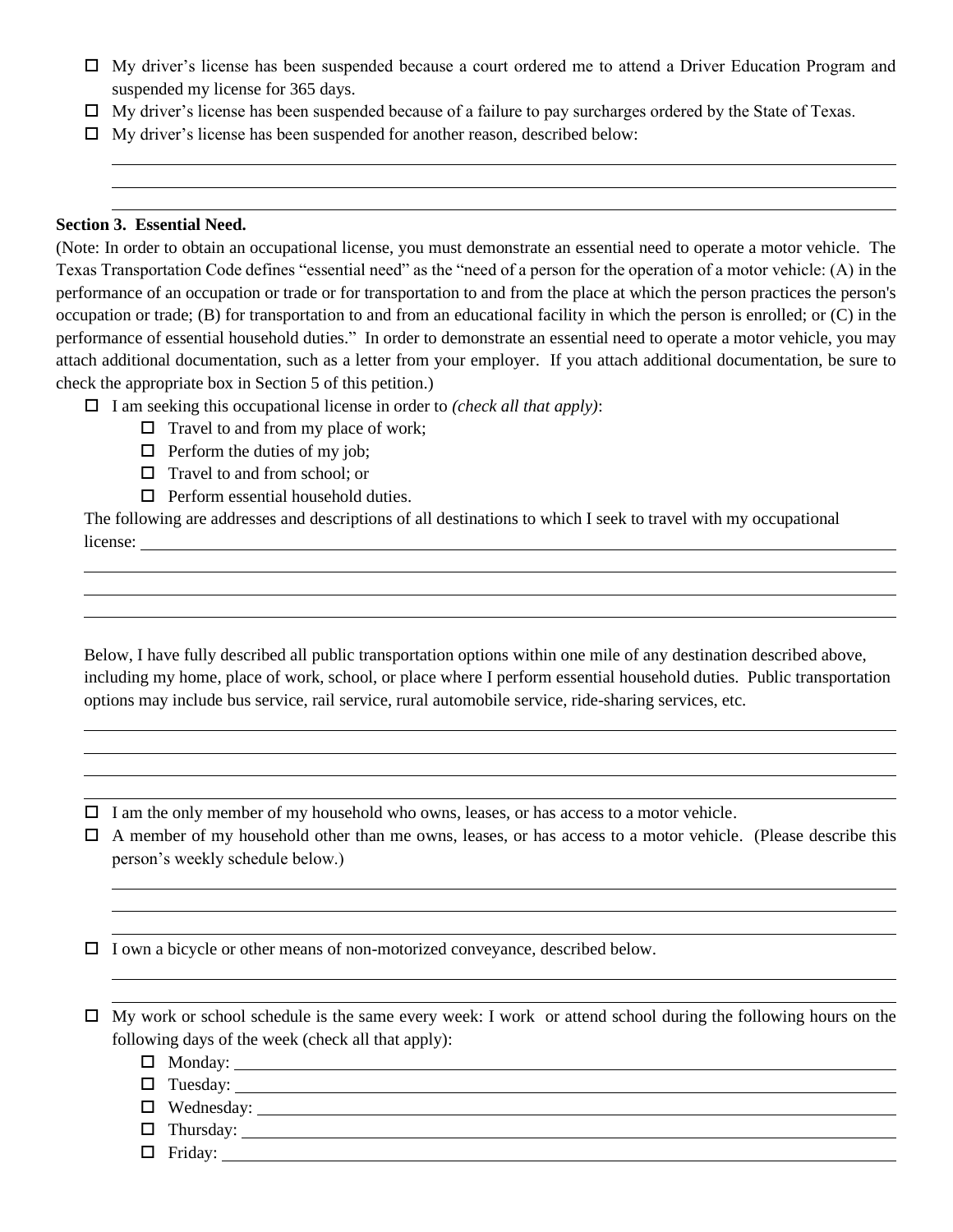- ☐ My driver's license has been suspended because a court ordered me to attend a Driver Education Program and suspended my license for 365 days.
- ☐ My driver's license has been suspended because of a failure to pay surcharges ordered by the State of Texas.
- ☐ My driver's license has been suspended for another reason, described below:

\_\_\_\_\_\_\_\_\_\_\_\_\_\_\_\_\_\_\_\_\_\_\_\_\_\_\_\_\_\_\_\_\_\_\_\_\_\_\_\_\_\_\_\_\_\_\_\_\_\_\_\_\_\_\_\_\_\_\_\_\_\_\_\_\_\_\_\_\_\_\_\_\_\_\_\_\_\_

\_\_\_\_\_\_\_\_\_\_\_\_\_\_\_\_\_\_\_\_\_\_\_\_\_\_\_\_\_\_\_\_\_\_\_\_\_\_\_\_\_\_\_\_\_\_\_\_\_\_\_\_\_\_\_\_\_\_\_\_\_\_\_\_\_\_\_\_\_\_\_\_\_\_\_\_\_\_

\_\_\_\_\_\_\_\_\_\_\_\_\_\_\_\_\_\_\_\_\_\_\_\_\_\_\_\_\_\_\_\_\_\_\_\_\_\_\_\_\_\_\_\_\_\_\_\_\_\_\_\_\_\_\_\_\_\_\_\_\_\_\_\_\_\_\_\_\_\_\_\_\_\_\_\_\_\_

**Section 3. Essential Need.**

(Note: In order to obtain an occupational license, you must demonstrate an essential need to operate a motor vehicle. The Texas Transportation Code defines "essential need" as the "need of a person for the operation of a motor vehicle: (A) in the performance of an occupation or trade or for transportation to and from the place at which the person practices the person's occupation or trade; (B) for transportation to and from an educational facility in which the person is enrolled; or (C) in the performance of essential household duties." In order to demonstrate an essential need to operate a motor vehicle, you may attach additional documentation, such as a letter from your employer. If you attach additional documentation, be sure to check the appropriate box in Section 5 of this petition.)

- ☐ I am seeking this occupational license in order to *(check all that apply)*:
  - ☐ Travel to and from my place of work;
  - ☐ Perform the duties of my job;
  - ☐ Travel to and from school; or
  - ☐ Perform essential household duties.

The following are addresses and descriptions of all destinations to which I seek to travel with my occupational license: \_\_\_\_\_\_\_\_\_\_\_\_\_\_\_\_\_\_\_\_\_\_\_\_\_\_\_\_\_\_\_\_\_\_\_\_\_\_\_\_\_\_\_\_\_\_\_\_\_\_\_\_\_\_\_\_\_\_\_\_\_\_\_\_

\_\_\_\_\_\_\_\_\_\_\_\_\_\_\_\_\_\_\_\_\_\_\_\_\_\_\_\_\_\_\_\_\_\_\_\_\_\_\_\_\_\_\_\_\_\_\_\_\_\_\_\_\_\_\_\_\_\_\_\_\_\_\_\_\_\_\_\_\_\_\_\_\_\_\_\_\_\_

\_\_\_\_\_\_\_\_\_\_\_\_\_\_\_\_\_\_\_\_\_\_\_\_\_\_\_\_\_\_\_\_\_\_\_\_\_\_\_\_\_\_\_\_\_\_\_\_\_\_\_\_\_\_\_\_\_\_\_\_\_\_\_\_\_\_\_\_\_\_\_\_\_\_\_\_\_\_

\_\_\_\_\_\_\_\_\_\_\_\_\_\_\_\_\_\_\_\_\_\_\_\_\_\_\_\_\_\_\_\_\_\_\_\_\_\_\_\_\_\_\_\_\_\_\_\_\_\_\_\_\_\_\_\_\_\_\_\_\_\_\_\_\_\_\_\_\_\_\_\_\_\_\_\_\_\_

Below, I have fully described all public transportation options within one mile of any destination described above, including my home, place of work, school, or place where I perform essential household duties. Public transportation options may include bus service, rail service, rural automobile service, ride-sharing services, etc.

\_\_\_\_\_\_\_\_\_\_\_\_\_\_\_\_\_\_\_\_\_\_\_\_\_\_\_\_\_\_\_\_\_\_\_\_\_\_\_\_\_\_\_\_\_\_\_\_\_\_\_\_\_\_\_\_\_\_\_\_\_\_\_\_\_\_\_\_\_\_\_\_\_\_\_\_\_\_

\_\_\_\_\_\_\_\_\_\_\_\_\_\_\_\_\_\_\_\_\_\_\_\_\_\_\_\_\_\_\_\_\_\_\_\_\_\_\_\_\_\_\_\_\_\_\_\_\_\_\_\_\_\_\_\_\_\_\_\_\_\_\_\_\_\_\_\_\_\_\_\_\_\_\_\_\_\_

\_\_\_\_\_\_\_\_\_\_\_\_\_\_\_\_\_\_\_\_\_\_\_\_\_\_\_\_\_\_\_\_\_\_\_\_\_\_\_\_\_\_\_\_\_\_\_\_\_\_\_\_\_\_\_\_\_\_\_\_\_\_\_\_\_\_\_\_\_\_\_\_\_\_\_\_\_\_

\_\_\_\_\_\_\_\_\_\_\_\_\_\_\_\_\_\_\_\_\_\_\_\_\_\_\_\_\_\_\_\_\_\_\_\_\_\_\_\_\_\_\_\_\_\_\_\_\_\_\_\_\_\_\_\_\_\_\_\_\_\_\_\_\_\_\_\_\_\_\_\_\_\_\_\_\_\_

- ☐ I am the only member of my household who owns, leases, or has access to a motor vehicle.
- ☐ A member of my household other than me owns, leases, or has access to a motor vehicle. (Please describe this person's weekly schedule below.)

\_\_\_\_\_\_\_\_\_\_\_\_\_\_\_\_\_\_\_\_\_\_\_\_\_\_\_\_\_\_\_\_\_\_\_\_\_\_\_\_\_\_\_\_\_\_\_\_\_\_\_\_\_\_\_\_\_\_\_\_\_\_\_\_\_\_\_\_\_\_\_\_\_\_\_\_\_\_

\_\_\_\_\_\_\_\_\_\_\_\_\_\_\_\_\_\_\_\_\_\_\_\_\_\_\_\_\_\_\_\_\_\_\_\_\_\_\_\_\_\_\_\_\_\_\_\_\_\_\_\_\_\_\_\_\_\_\_\_\_\_\_\_\_\_\_\_\_\_\_\_\_\_\_\_\_\_

\_\_\_\_\_\_\_\_\_\_\_\_\_\_\_\_\_\_\_\_\_\_\_\_\_\_\_\_\_\_\_\_\_\_\_\_\_\_\_\_\_\_\_\_\_\_\_\_\_\_\_\_\_\_\_\_\_\_\_\_\_\_\_\_\_\_\_\_\_\_\_\_\_\_\_\_\_\_

- ☐ I own a bicycle or other means of non-motorized conveyance, described below.

\_\_\_\_\_\_\_\_\_\_\_\_\_\_\_\_\_\_\_\_\_\_\_\_\_\_\_\_\_\_\_\_\_\_\_\_\_\_\_\_\_\_\_\_\_\_\_\_\_\_\_\_\_\_\_\_\_\_\_\_\_\_\_\_\_\_\_\_\_\_\_\_\_\_\_\_\_\_

\_\_\_\_\_\_\_\_\_\_\_\_\_\_\_\_\_\_\_\_\_\_\_\_\_\_\_\_\_\_\_\_\_\_\_\_\_\_\_\_\_\_\_\_\_\_\_\_\_\_\_\_\_\_\_\_\_\_\_\_\_\_\_\_\_\_\_\_\_\_\_\_\_\_\_\_\_\_

- ☐ My work or school schedule is the same every week: I work or attend school during the following hours on the following days of the week (check all that apply):
  - ☐ Monday: \_\_\_\_\_\_\_\_\_\_\_\_\_\_\_\_\_\_\_\_\_\_\_\_\_\_\_\_\_\_\_\_\_\_\_\_\_\_\_\_\_\_\_\_\_\_\_\_\_\_\_\_\_\_\_\_\_\_\_\_\_\_\_\_\_\_
  - ☐ Tuesday: \_\_\_\_\_\_\_\_\_\_\_\_\_\_\_\_\_\_\_\_\_\_\_\_\_\_\_\_\_\_\_\_\_\_\_\_\_\_\_\_\_\_\_\_\_\_\_\_\_\_\_\_\_\_\_\_\_\_\_\_\_\_\_\_\_\_
  - ☐ Wednesday: \_\_\_\_\_\_\_\_\_\_\_\_\_\_\_\_\_\_\_\_\_\_\_\_\_\_\_\_\_\_\_\_\_\_\_\_\_\_\_\_\_\_\_\_\_\_\_\_\_\_\_\_\_\_\_\_\_\_\_\_\_\_\_
  - ☐ Thursday: \_\_\_\_\_\_\_\_\_\_\_\_\_\_\_\_\_\_\_\_\_\_\_\_\_\_\_\_\_\_\_\_\_\_\_\_\_\_\_\_\_\_\_\_\_\_\_\_\_\_\_\_\_\_\_\_\_\_\_\_\_\_\_\_\_
  - ☐ Friday: \_\_\_\_\_\_\_\_\_\_\_\_\_\_\_\_\_\_\_\_\_\_\_\_\_\_\_\_\_\_\_\_\_\_\_\_\_\_\_\_\_\_\_\_\_\_\_\_\_\_\_\_\_\_\_\_\_\_\_\_\_\_\_\_\_\_\_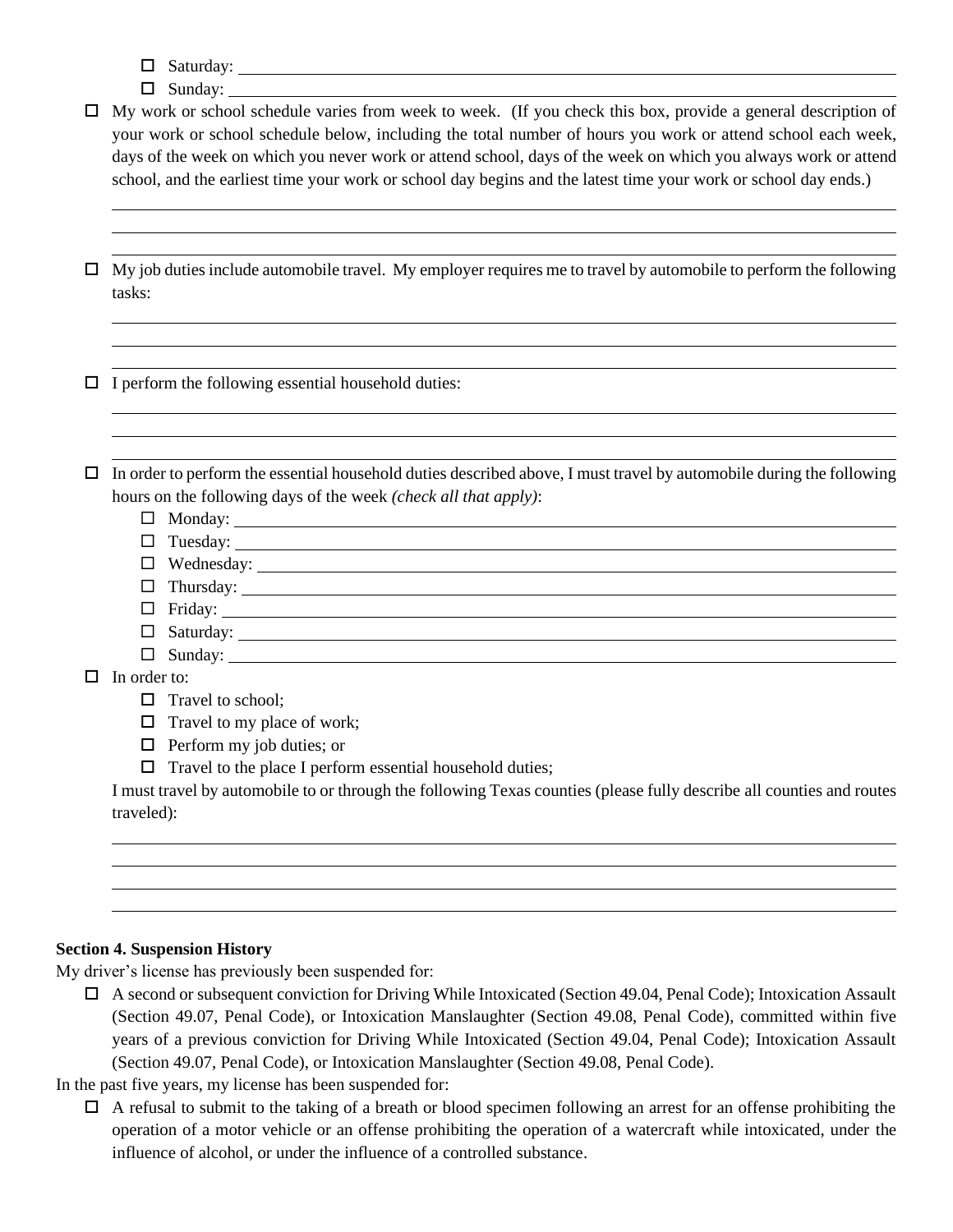- ☐ Saturday: ____________________
- ☐ Sunday: ____________________

☐ My work or school schedule varies from week to week. (If you check this box, provide a general description of your work or school schedule below, including the total number of hours you work or attend school each week, days of the week on which you never work or attend school, days of the week on which you always work or attend school, and the earliest time your work or school day begins and the latest time your work or school day ends.)

____________________

____________________

____________________

☐ My job duties include automobile travel. My employer requires me to travel by automobile to perform the following tasks:

____________________

____________________

____________________

☐ I perform the following essential household duties:

____________________

____________________

____________________

☐ In order to perform the essential household duties described above, I must travel by automobile during the following hours on the following days of the week *(check all that apply)*:

- ☐ Monday: ____________________
- ☐ Tuesday: ____________________
- ☐ Wednesday: ____________________
- ☐ Thursday: ____________________
- ☐ Friday: ____________________
- ☐ Saturday: ____________________
- ☐ Sunday: ____________________

☐ In order to:

- ☐ Travel to school;
- ☐ Travel to my place of work;
- ☐ Perform my job duties; or
- ☐ Travel to the place I perform essential household duties;

I must travel by automobile to or through the following Texas counties (please fully describe all counties and routes traveled):

____________________

____________________

____________________

____________________

### Section 4. Suspension History

My driver's license has previously been suspended for:

☐ A second or subsequent conviction for Driving While Intoxicated (Section 49.04, Penal Code); Intoxication Assault (Section 49.07, Penal Code), or Intoxication Manslaughter (Section 49.08, Penal Code), committed within five years of a previous conviction for Driving While Intoxicated (Section 49.04, Penal Code); Intoxication Assault (Section 49.07, Penal Code), or Intoxication Manslaughter (Section 49.08, Penal Code).

In the past five years, my license has been suspended for:

☐ A refusal to submit to the taking of a breath or blood specimen following an arrest for an offense prohibiting the operation of a motor vehicle or an offense prohibiting the operation of a watercraft while intoxicated, under the influence of alcohol, or under the influence of a controlled substance.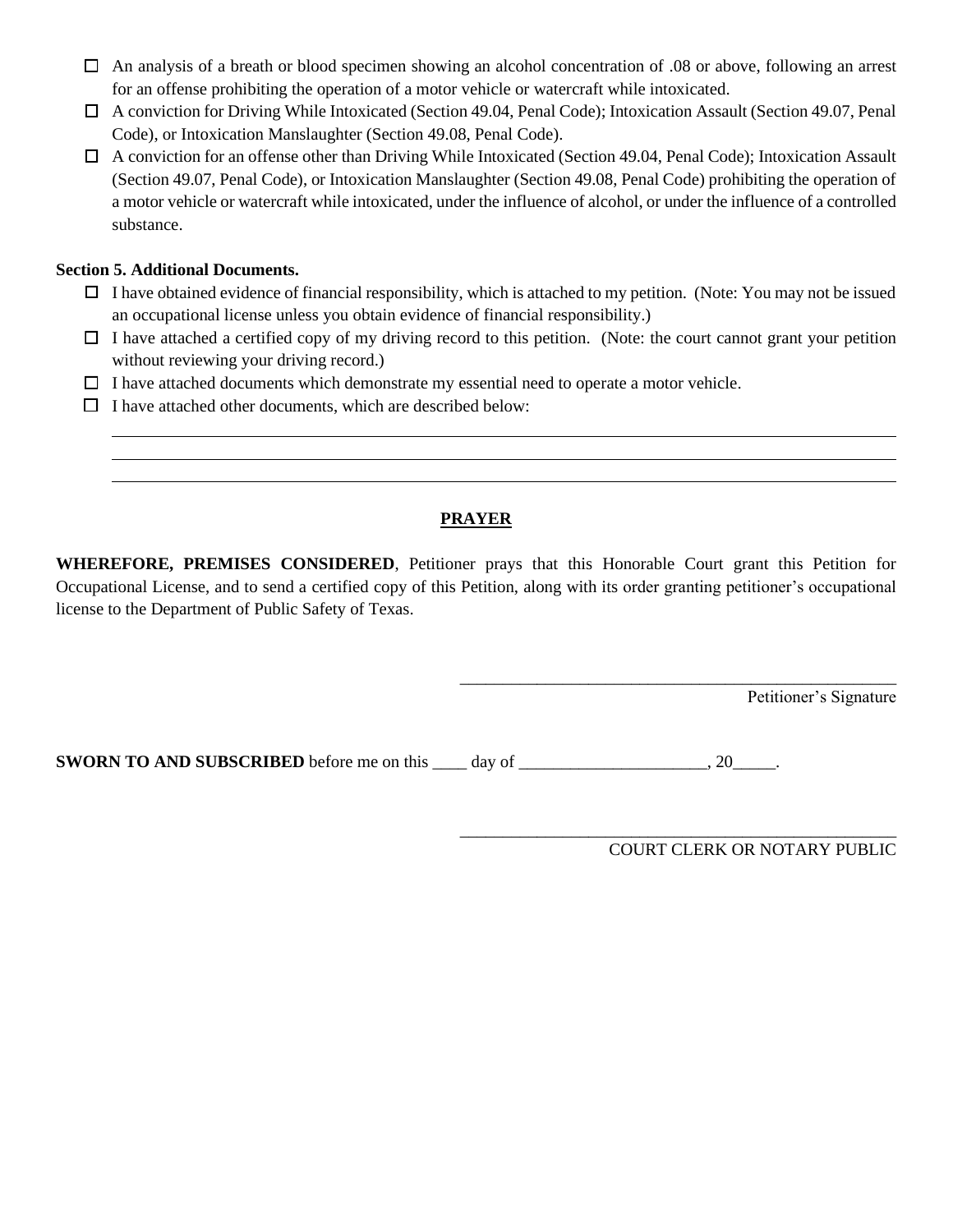- ☐ An analysis of a breath or blood specimen showing an alcohol concentration of .08 or above, following an arrest for an offense prohibiting the operation of a motor vehicle or watercraft while intoxicated.
- ☐ A conviction for Driving While Intoxicated (Section 49.04, Penal Code); Intoxication Assault (Section 49.07, Penal Code), or Intoxication Manslaughter (Section 49.08, Penal Code).
- ☐ A conviction for an offense other than Driving While Intoxicated (Section 49.04, Penal Code); Intoxication Assault (Section 49.07, Penal Code), or Intoxication Manslaughter (Section 49.08, Penal Code) prohibiting the operation of a motor vehicle or watercraft while intoxicated, under the influence of alcohol, or under the influence of a controlled substance.

**Section 5. Additional Documents.**

- ☐ I have obtained evidence of financial responsibility, which is attached to my petition. (Note: You may not be issued an occupational license unless you obtain evidence of financial responsibility.)
- ☐ I have attached a certified copy of my driving record to this petition. (Note: the court cannot grant your petition without reviewing your driving record.)
- ☐ I have attached documents which demonstrate my essential need to operate a motor vehicle.
- ☐ I have attached other documents, which are described below:

______________________________________________________________________________

______________________________________________________________________________

______________________________________________________________________________

## **PRAYER**

**WHEREFORE, PREMISES CONSIDERED**, Petitioner prays that this Honorable Court grant this Petition for Occupational License, and to send a certified copy of this Petition, along with its order granting petitioner's occupational license to the Department of Public Safety of Texas.

______________________________________________

Petitioner's Signature

**SWORN TO AND SUBSCRIBED** before me on this ____ day of ______________________, 20_____.

______________________________________________

COURT CLERK OR NOTARY PUBLIC